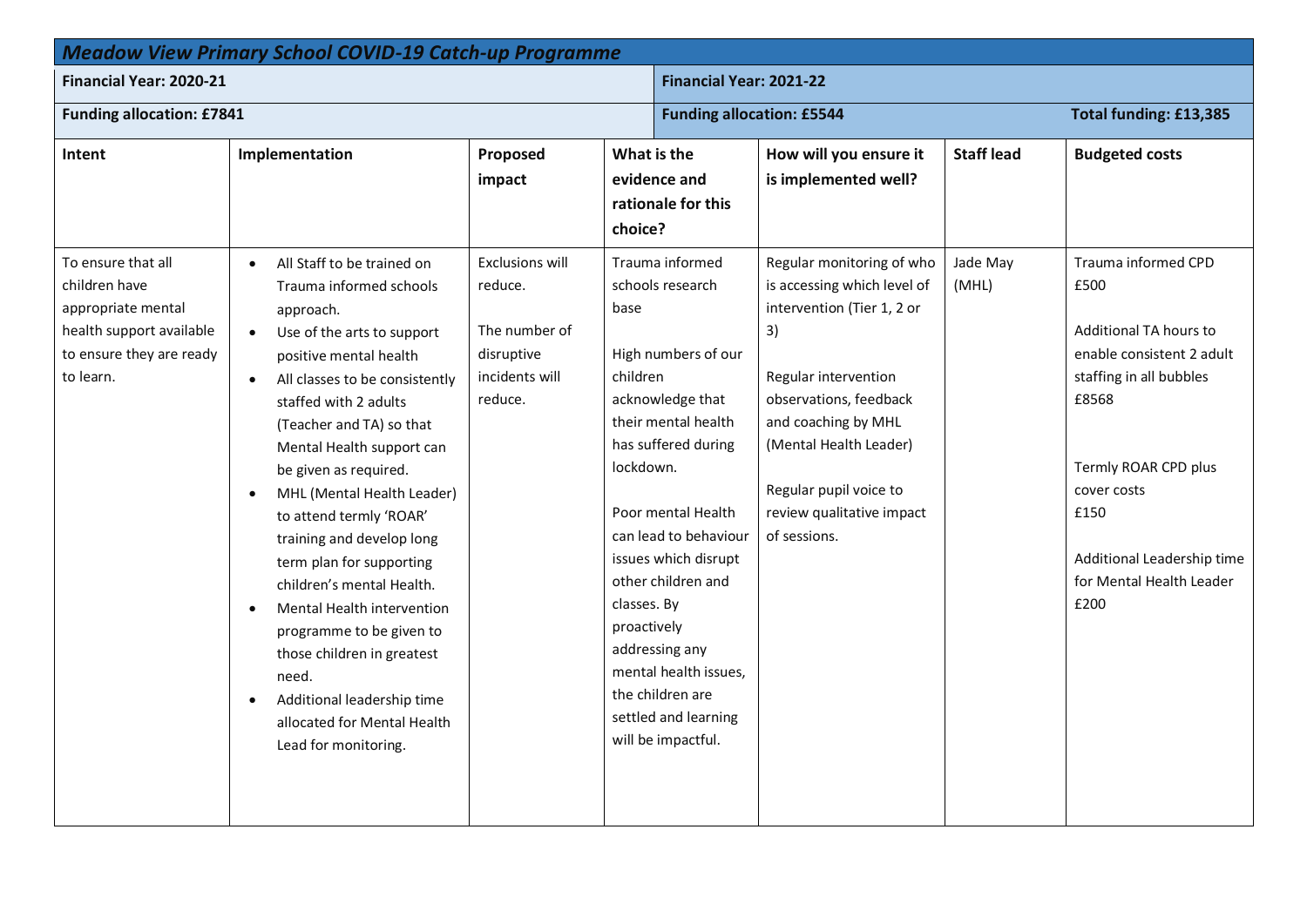| *Meadow View Primary School COVID-19 Catch-up Programme* | | | | | | |
|---|---|---|---|---|---|---|
| **Financial Year: 2020-21** | | | | **Financial Year: 2021-22** | | |
| **Funding allocation: £7841** | | | | **Funding allocation: £5544** | | **Total funding: £13,385** |
| **Intent** | **Implementation** | **Proposed impact** | **What is the evidence and rationale for this choice?** | **How will you ensure it is implemented well?** | **Staff lead** | **Budgeted costs** |
| To ensure that all children have appropriate mental health support available to ensure they are ready to learn. | • All Staff to be trained on Trauma informed schools approach.<br>• Use of the arts to support positive mental health<br>• All classes to be consistently staffed with 2 adults (Teacher and TA) so that Mental Health support can be given as required.<br>• MHL (Mental Health Leader) to attend termly 'ROAR' training and develop long term plan for supporting children's mental Health.<br>• Mental Health intervention programme to be given to those children in greatest need.<br>• Additional leadership time allocated for Mental Health Lead for monitoring. | Exclusions will reduce.<br><br>The number of disruptive incidents will reduce. | Trauma informed schools research base<br><br>High numbers of our children acknowledge that their mental health has suffered during lockdown.<br><br>Poor mental Health can lead to behaviour issues which disrupt other children and classes. By proactively addressing any mental health issues, the children are settled and learning will be impactful. | Regular monitoring of who is accessing which level of intervention (Tier 1, 2 or 3)<br><br>Regular intervention observations, feedback and coaching by MHL (Mental Health Leader)<br><br>Regular pupil voice to review qualitative impact of sessions. | Jade May (MHL) | Trauma informed CPD £500<br><br>Additional TA hours to enable consistent 2 adult staffing in all bubbles £8568<br><br>Termly ROAR CPD plus cover costs £150<br><br>Additional Leadership time for Mental Health Leader £200 |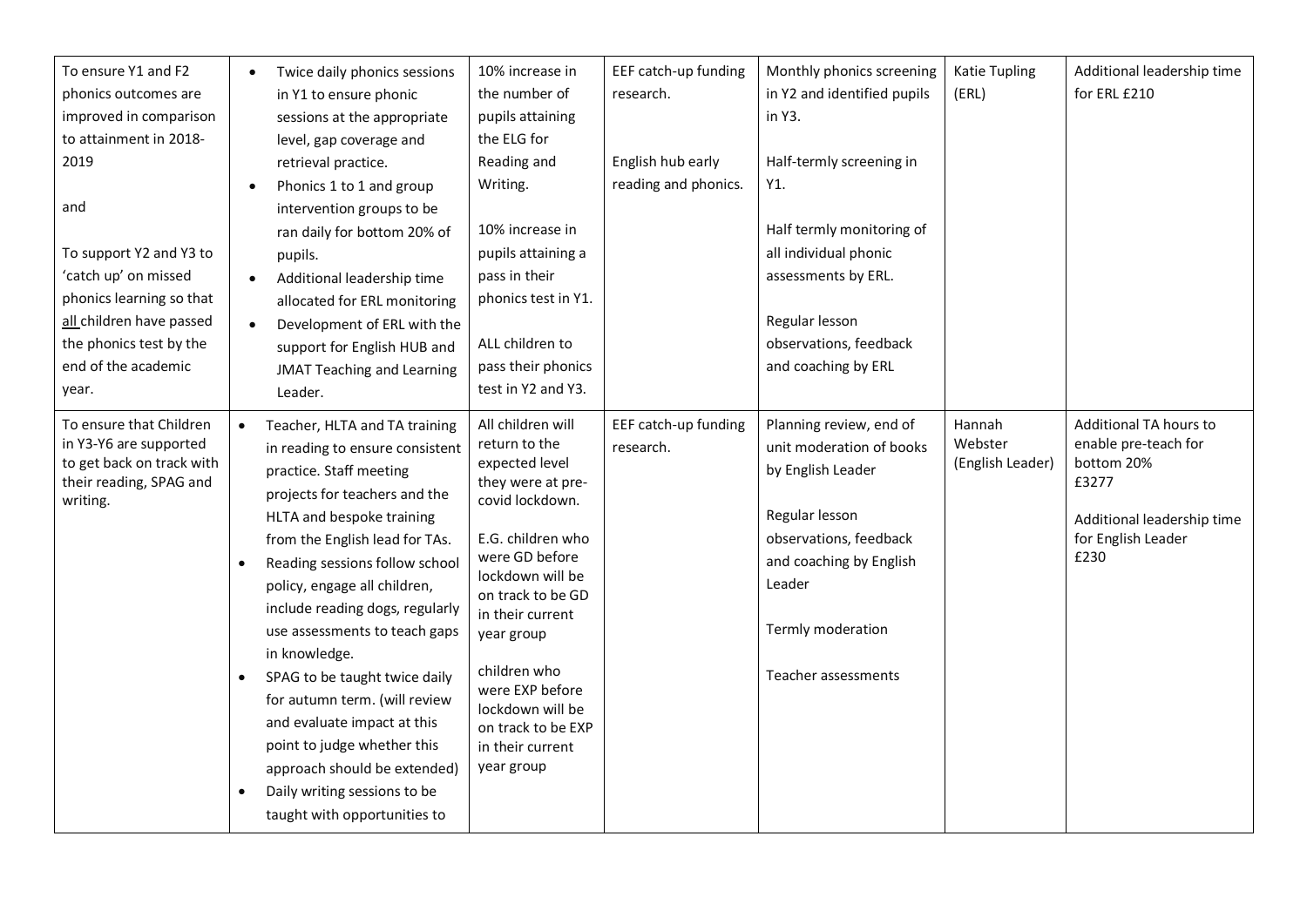| | | | | | | |
|---|---|---|---|---|---|---|
| To ensure Y1 and F2 phonics outcomes are improved in comparison to attainment in 2018-2019<br><br>and<br><br>To support Y2 and Y3 to 'catch up' on missed phonics learning so that all children have passed the phonics test by the end of the academic year. | • Twice daily phonics sessions in Y1 to ensure phonic sessions at the appropriate level, gap coverage and retrieval practice.<br>• Phonics 1 to 1 and group intervention groups to be ran daily for bottom 20% of pupils.<br>• Additional leadership time allocated for ERL monitoring<br>• Development of ERL with the support for English HUB and JMAT Teaching and Learning Leader. | 10% increase in the number of pupils attaining the ELG for Reading and Writing.<br><br>10% increase in pupils attaining a pass in their phonics test in Y1.<br><br>ALL children to pass their phonics test in Y2 and Y3. | EEF catch-up funding research.<br><br>English hub early reading and phonics. | Monthly phonics screening in Y2 and identified pupils in Y3.<br><br>Half-termly screening in Y1.<br><br>Half termly monitoring of all individual phonic assessments by ERL.<br><br>Regular lesson observations, feedback and coaching by ERL | Katie Tupling (ERL) | Additional leadership time for ERL £210 |
| To ensure that Children in Y3-Y6 are supported to get back on track with their reading, SPAG and writing. | • Teacher, HLTA and TA training in reading to ensure consistent practice. Staff meeting projects for teachers and the HLTA and bespoke training from the English lead for TAs.<br>• Reading sessions follow school policy, engage all children, include reading dogs, regularly use assessments to teach gaps in knowledge.<br>• SPAG to be taught twice daily for autumn term. (will review and evaluate impact at this point to judge whether this approach should be extended)<br>• Daily writing sessions to be taught with opportunities to | All children will return to the expected level they were at pre-covid lockdown.<br><br>E.G. children who were GD before lockdown will be on track to be GD in their current year group<br><br>children who were EXP before lockdown will be on track to be EXP in their current year group | EEF catch-up funding research. | Planning review, end of unit moderation of books by English Leader<br><br>Regular lesson observations, feedback and coaching by English Leader<br><br>Termly moderation<br><br>Teacher assessments | Hannah Webster (English Leader) | Additional TA hours to enable pre-teach for bottom 20%<br>£3277<br><br>Additional leadership time for English Leader<br>£230 |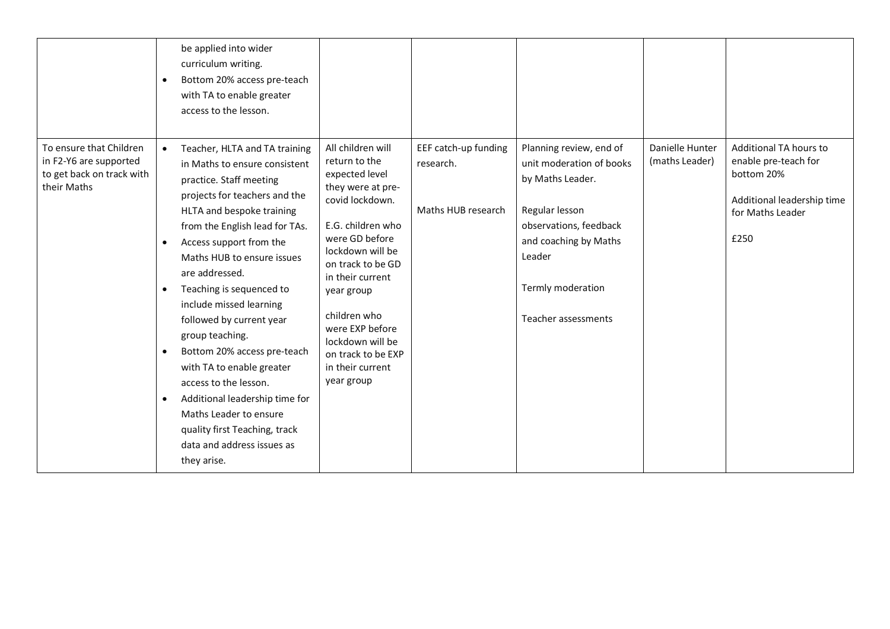| | | | | | | |
|---|---|---|---|---|---|---|
| | be applied into wider curriculum writing.<br>• Bottom 20% access pre-teach with TA to enable greater access to the lesson. | | | | | |
| To ensure that Children in F2-Y6 are supported to get back on track with their Maths | • Teacher, HLTA and TA training in Maths to ensure consistent practice. Staff meeting projects for teachers and the HLTA and bespoke training from the English lead for TAs.<br>• Access support from the Maths HUB to ensure issues are addressed.<br>• Teaching is sequenced to include missed learning followed by current year group teaching.<br>• Bottom 20% access pre-teach with TA to enable greater access to the lesson.<br>• Additional leadership time for Maths Leader to ensure quality first Teaching, track data and address issues as they arise. | All children will return to the expected level they were at pre-covid lockdown.<br><br>E.G. children who were GD before lockdown will be on track to be GD in their current year group<br><br>children who were EXP before lockdown will be on track to be EXP in their current year group | EEF catch-up funding research.<br><br>Maths HUB research | Planning review, end of unit moderation of books by Maths Leader.<br><br>Regular lesson observations, feedback and coaching by Maths Leader<br><br>Termly moderation<br><br>Teacher assessments | Danielle Hunter (maths Leader) | Additional TA hours to enable pre-teach for bottom 20%<br><br>Additional leadership time for Maths Leader<br><br>£250 |